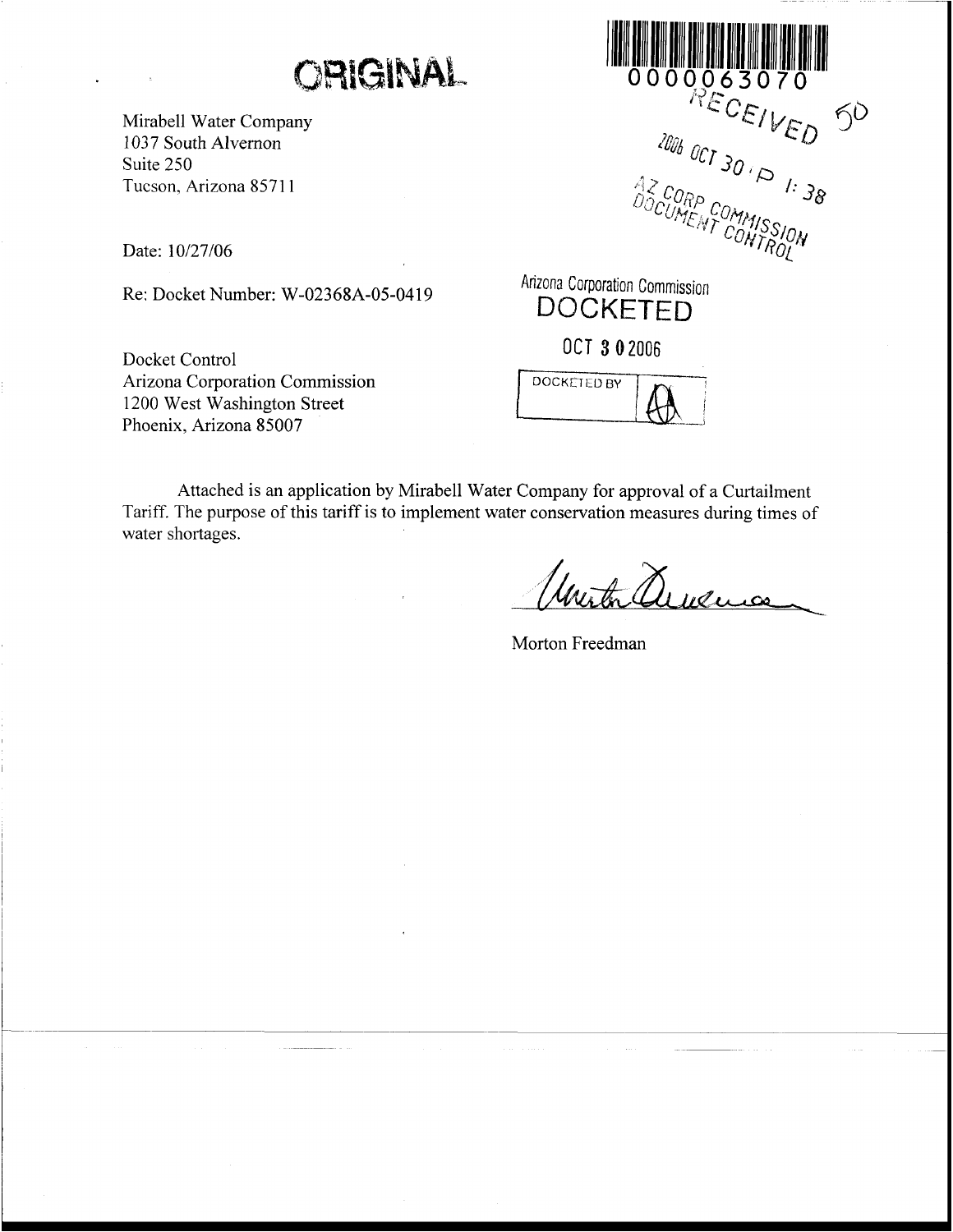# ORIGINAL

0000063070

RECEIVED

2006 OCT 30 P 1:38

AZ CORP COMMISSION
DOCUMENT CONTROL

Mirabell Water Company
1037 South Alvernon
Suite 250
Tucson, Arizona 85711

Date: 10/27/06

Re: Docket Number: W-02368A-05-0419

Arizona Corporation Commission
DOCKETED

OCT 30 2006

DOCKETED BY

Docket Control
Arizona Corporation Commission
1200 West Washington Street
Phoenix, Arizona 85007

Attached is an application by Mirabell Water Company for approval of a Curtailment Tariff. The purpose of this tariff is to implement water conservation measures during times of water shortages.

Morton Freedman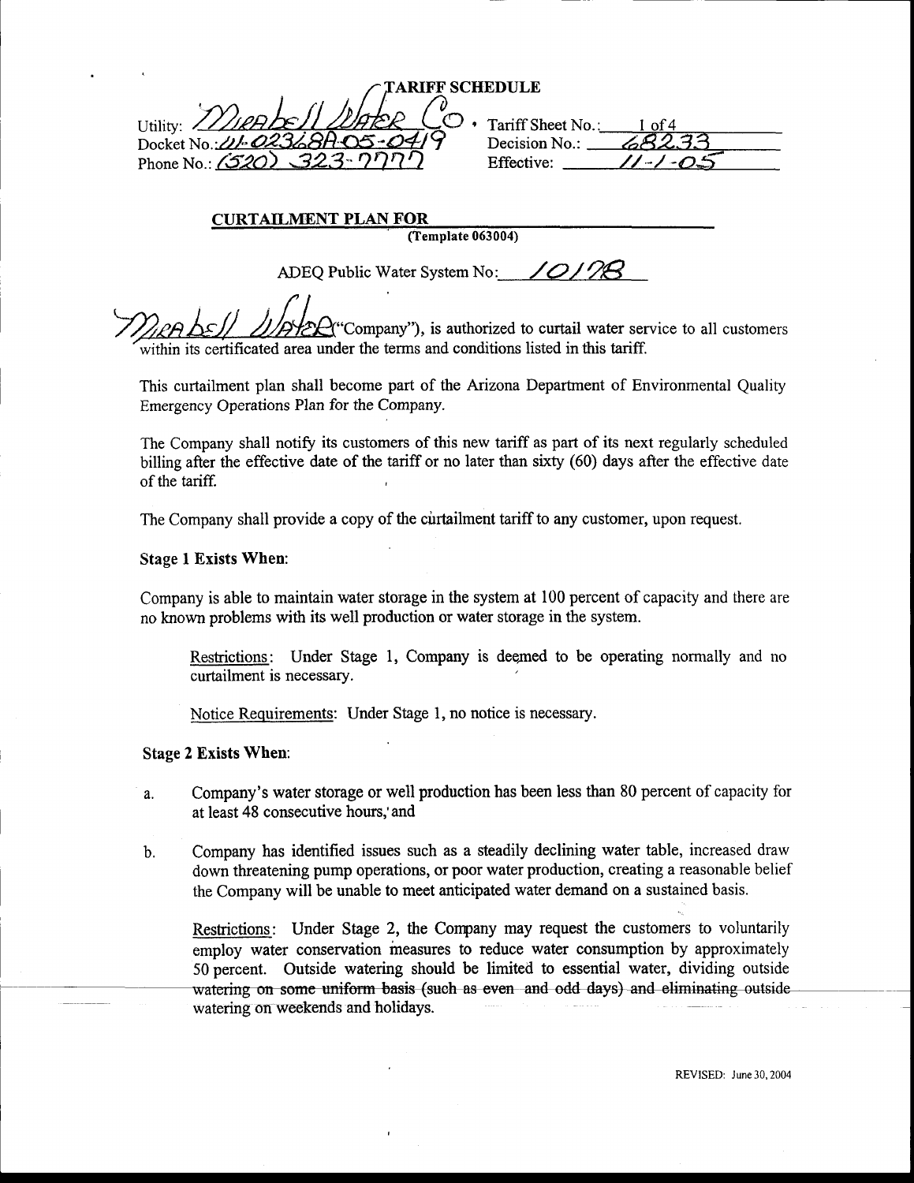# TARIFF SCHEDULE

Utility: Mirabell Water Co. Tariff Sheet No.: 1 of 4
Docket No.: W-02368A-05-0419 Decision No.: 68233
Phone No.: (520) 323-7777 Effective: 11-1-05

**CURTAILMENT PLAN FOR**
**(Template 063004)**

ADEQ Public Water System No: 10178

Mirabell Water ("Company"), is authorized to curtail water service to all customers within its certificated area under the terms and conditions listed in this tariff.

This curtailment plan shall become part of the Arizona Department of Environmental Quality Emergency Operations Plan for the Company.

The Company shall notify its customers of this new tariff as part of its next regularly scheduled billing after the effective date of the tariff or no later than sixty (60) days after the effective date of the tariff.

The Company shall provide a copy of the curtailment tariff to any customer, upon request.

**Stage 1 Exists When:**

Company is able to maintain water storage in the system at 100 percent of capacity and there are no known problems with its well production or water storage in the system.

Restrictions: Under Stage 1, Company is deemed to be operating normally and no curtailment is necessary.

Notice Requirements: Under Stage 1, no notice is necessary.

**Stage 2 Exists When:**

a. Company's water storage or well production has been less than 80 percent of capacity for at least 48 consecutive hours, and

b. Company has identified issues such as a steadily declining water table, increased draw down threatening pump operations, or poor water production, creating a reasonable belief the Company will be unable to meet anticipated water demand on a sustained basis.

Restrictions: Under Stage 2, the Company may request the customers to voluntarily employ water conservation measures to reduce water consumption by approximately 50 percent. Outside watering should be limited to essential water, dividing outside watering on some uniform basis (such as even and odd days) and eliminating outside watering on weekends and holidays.

REVISED: June 30, 2004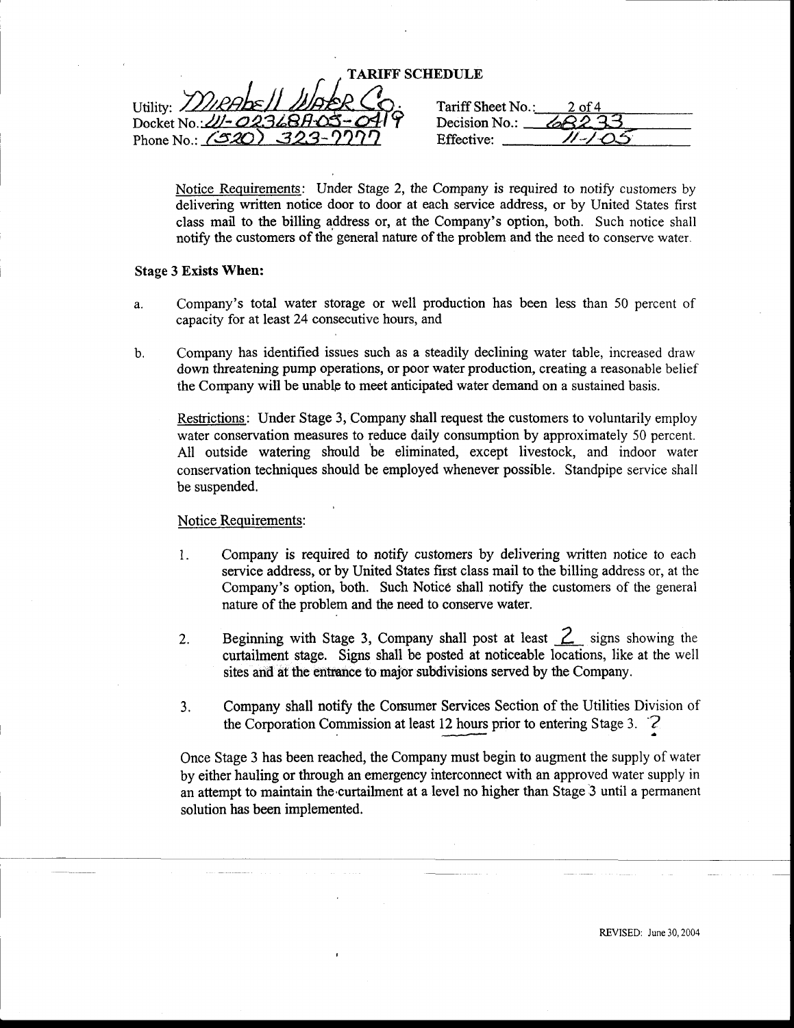# TARIFF SCHEDULE

Utility: Mirabell Water Co.
Docket No.: W-02368A-05-0419
Phone No.: (520) 323-7777

Tariff Sheet No.: 2 of 4
Decision No.: 68233
Effective: 11-1-05

Notice Requirements: Under Stage 2, the Company is required to notify customers by delivering written notice door to door at each service address, or by United States first class mail to the billing address or, at the Company's option, both. Such notice shall notify the customers of the general nature of the problem and the need to conserve water.

**Stage 3 Exists When:**

a. Company's total water storage or well production has been less than 50 percent of capacity for at least 24 consecutive hours, and

b. Company has identified issues such as a steadily declining water table, increased draw down threatening pump operations, or poor water production, creating a reasonable belief the Company will be unable to meet anticipated water demand on a sustained basis.

Restrictions: Under Stage 3, Company shall request the customers to voluntarily employ water conservation measures to reduce daily consumption by approximately 50 percent. All outside watering should be eliminated, except livestock, and indoor water conservation techniques should be employed whenever possible. Standpipe service shall be suspended.

Notice Requirements:

1. Company is required to notify customers by delivering written notice to each service address, or by United States first class mail to the billing address or, at the Company's option, both. Such Notice shall notify the customers of the general nature of the problem and the need to conserve water.

2. Beginning with Stage 3, Company shall post at least 2 signs showing the curtailment stage. Signs shall be posted at noticeable locations, like at the well sites and at the entrance to major subdivisions served by the Company.

3. Company shall notify the Consumer Services Section of the Utilities Division of the Corporation Commission at least 12 hours prior to entering Stage 3. ?

Once Stage 3 has been reached, the Company must begin to augment the supply of water by either hauling or through an emergency interconnect with an approved water supply in an attempt to maintain the curtailment at a level no higher than Stage 3 until a permanent solution has been implemented.

REVISED: June 30, 2004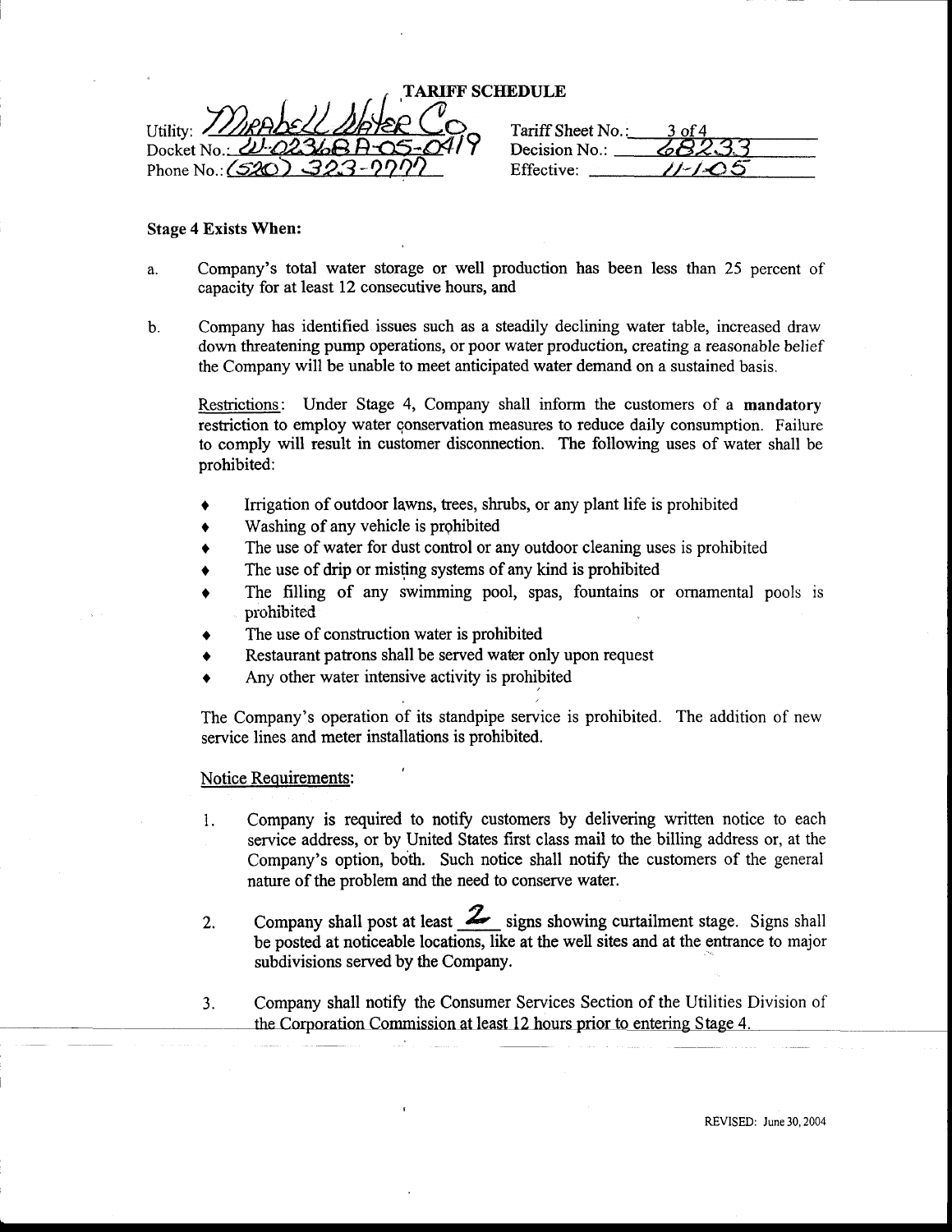**TARIFF SCHEDULE**

Utility: Mirabell Water Co
Docket No.: W-02368A-05-0419
Phone No.: (520) 323-7777

Tariff Sheet No.: 3 of 4
Decision No.: 68233
Effective: 11-1-05

**Stage 4 Exists When:**

a. Company's total water storage or well production has been less than 25 percent of capacity for at least 12 consecutive hours, and

b. Company has identified issues such as a steadily declining water table, increased draw down threatening pump operations, or poor water production, creating a reasonable belief the Company will be unable to meet anticipated water demand on a sustained basis.

Restrictions: Under Stage 4, Company shall inform the customers of a **mandatory** restriction to employ water conservation measures to reduce daily consumption. Failure to comply will result in customer disconnection. The following uses of water shall be prohibited:

- Irrigation of outdoor lawns, trees, shrubs, or any plant life is prohibited
- Washing of any vehicle is prohibited
- The use of water for dust control or any outdoor cleaning uses is prohibited
- The use of drip or misting systems of any kind is prohibited
- The filling of any swimming pool, spas, fountains or ornamental pools is prohibited
- The use of construction water is prohibited
- Restaurant patrons shall be served water only upon request
- Any other water intensive activity is prohibited

The Company's operation of its standpipe service is prohibited. The addition of new service lines and meter installations is prohibited.

Notice Requirements:

1. Company is required to notify customers by delivering written notice to each service address, or by United States first class mail to the billing address or, at the Company's option, both. Such notice shall notify the customers of the general nature of the problem and the need to conserve water.

2. Company shall post at least 2 signs showing curtailment stage. Signs shall be posted at noticeable locations, like at the well sites and at the entrance to major subdivisions served by the Company.

3. Company shall notify the Consumer Services Section of the Utilities Division of the Corporation Commission at least 12 hours prior to entering Stage 4.

REVISED: June 30, 2004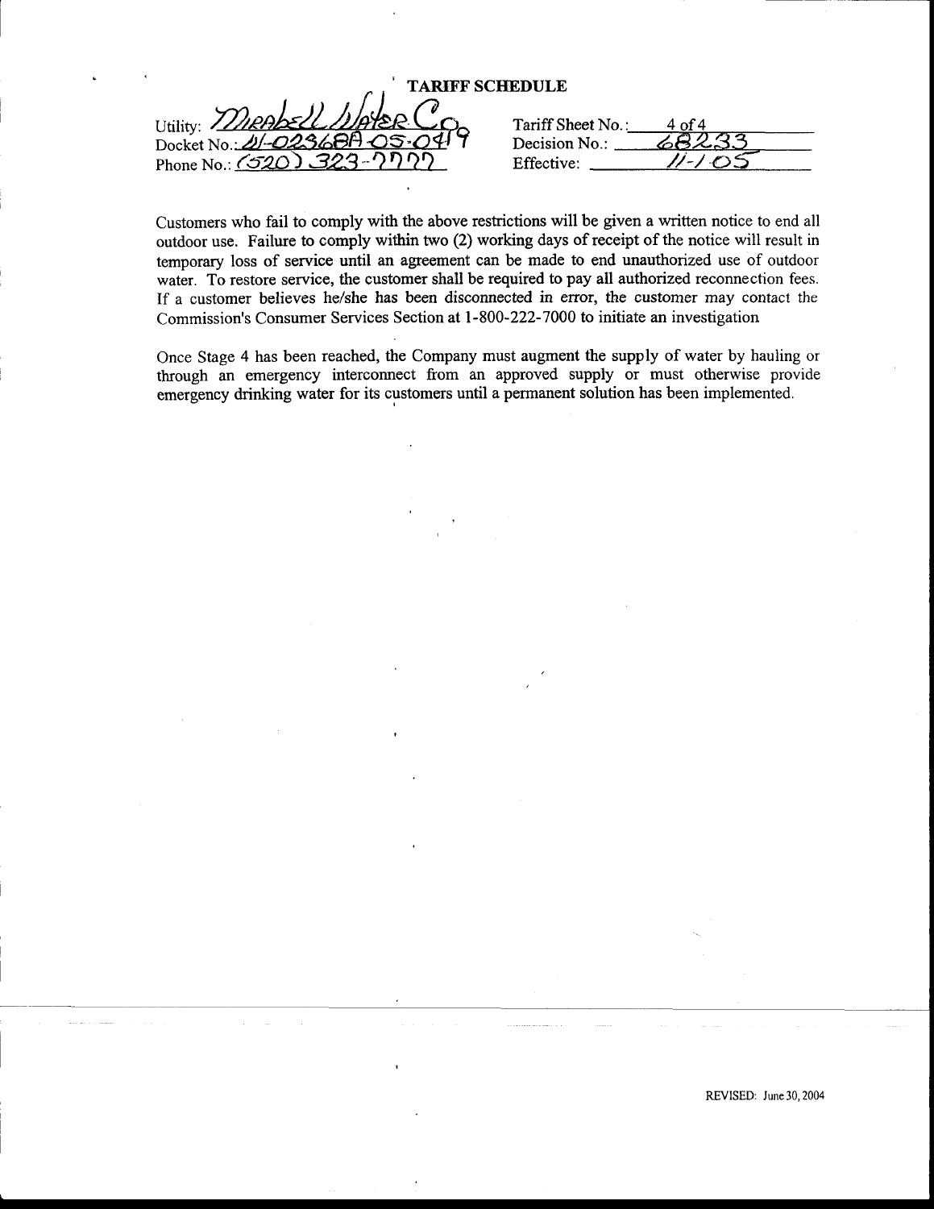**TARIFF SCHEDULE**

| | |
|---|---|
| Utility: Mirabell Water Co | Tariff Sheet No.: 4 of 4 |
| Docket No.: W-02368A-05-0419 | Decision No.: 68233 |
| Phone No.: (520) 323-7777 | Effective: 11-1-05 |

Customers who fail to comply with the above restrictions will be given a written notice to end all outdoor use. Failure to comply within two (2) working days of receipt of the notice will result in temporary loss of service until an agreement can be made to end unauthorized use of outdoor water. To restore service, the customer shall be required to pay all authorized reconnection fees. If a customer believes he/she has been disconnected in error, the customer may contact the Commission's Consumer Services Section at 1-800-222-7000 to initiate an investigation

Once Stage 4 has been reached, the Company must augment the supply of water by hauling or through an emergency interconnect from an approved supply or must otherwise provide emergency drinking water for its customers until a permanent solution has been implemented.

REVISED: June 30, 2004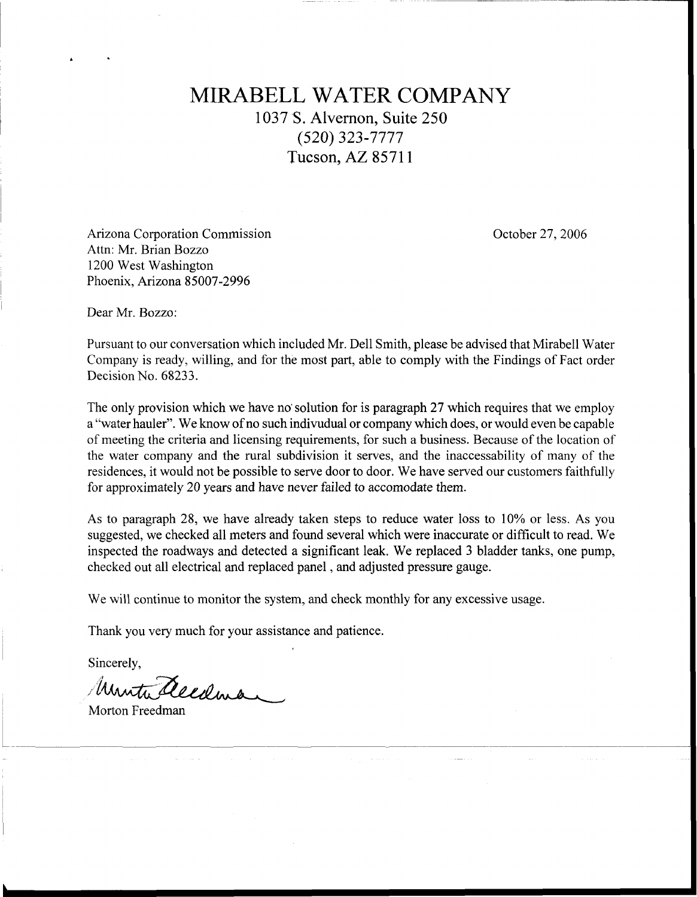# MIRABELL WATER COMPANY

1037 S. Alvernon, Suite 250
(520) 323-7777
Tucson, AZ 85711

Arizona Corporation Commission
Attn: Mr. Brian Bozzo
1200 West Washington
Phoenix, Arizona 85007-2996

October 27, 2006

Dear Mr. Bozzo:

Pursuant to our conversation which included Mr. Dell Smith, please be advised that Mirabell Water Company is ready, willing, and for the most part, able to comply with the Findings of Fact order Decision No. 68233.

The only provision which we have no solution for is paragraph 27 which requires that we employ a "water hauler". We know of no such indivudual or company which does, or would even be capable of meeting the criteria and licensing requirements, for such a business. Because of the location of the water company and the rural subdivision it serves, and the inaccessability of many of the residences, it would not be possible to serve door to door. We have served our customers faithfully for approximately 20 years and have never failed to accomodate them.

As to paragraph 28, we have already taken steps to reduce water loss to 10% or less. As you suggested, we checked all meters and found several which were inaccurate or difficult to read. We inspected the roadways and detected a significant leak. We replaced 3 bladder tanks, one pump, checked out all electrical and replaced panel , and adjusted pressure gauge.

We will continue to monitor the system, and check monthly for any excessive usage.

Thank you very much for your assistance and patience.

Sincerely,

Morton Freedman